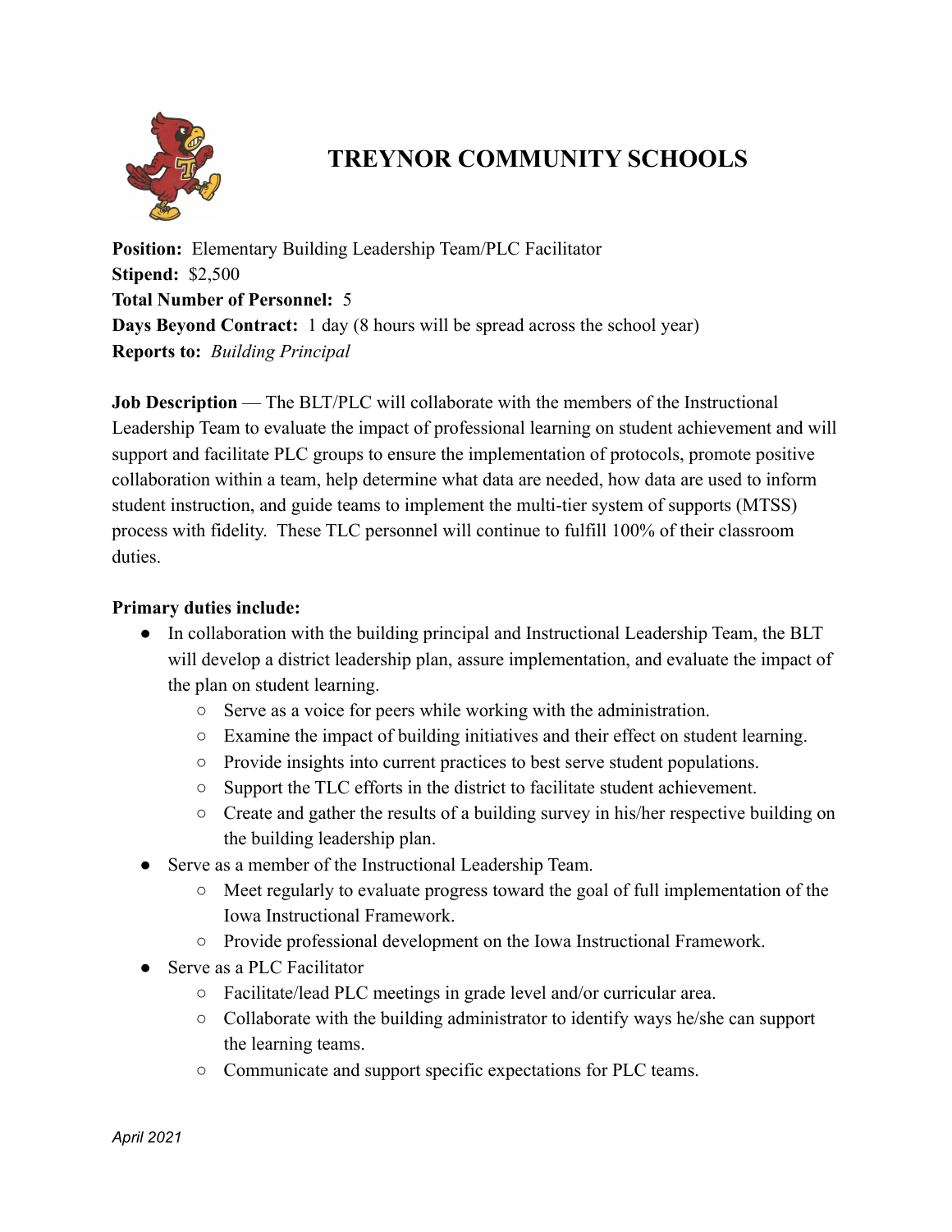# TREYNOR COMMUNITY SCHOOLS

**Position:** Elementary Building Leadership Team/PLC Facilitator
**Stipend:** $2,500
**Total Number of Personnel:** 5
**Days Beyond Contract:** 1 day (8 hours will be spread across the school year)
**Reports to:** *Building Principal*

**Job Description** — The BLT/PLC will collaborate with the members of the Instructional Leadership Team to evaluate the impact of professional learning on student achievement and will support and facilitate PLC groups to ensure the implementation of protocols, promote positive collaboration within a team, help determine what data are needed, how data are used to inform student instruction, and guide teams to implement the multi-tier system of supports (MTSS) process with fidelity. These TLC personnel will continue to fulfill 100% of their classroom duties.

**Primary duties include:**

- In collaboration with the building principal and Instructional Leadership Team, the BLT will develop a district leadership plan, assure implementation, and evaluate the impact of the plan on student learning.
  - Serve as a voice for peers while working with the administration.
  - Examine the impact of building initiatives and their effect on student learning.
  - Provide insights into current practices to best serve student populations.
  - Support the TLC efforts in the district to facilitate student achievement.
  - Create and gather the results of a building survey in his/her respective building on the building leadership plan.
- Serve as a member of the Instructional Leadership Team.
  - Meet regularly to evaluate progress toward the goal of full implementation of the Iowa Instructional Framework.
  - Provide professional development on the Iowa Instructional Framework.
- Serve as a PLC Facilitator
  - Facilitate/lead PLC meetings in grade level and/or curricular area.
  - Collaborate with the building administrator to identify ways he/she can support the learning teams.
  - Communicate and support specific expectations for PLC teams.

*April 2021*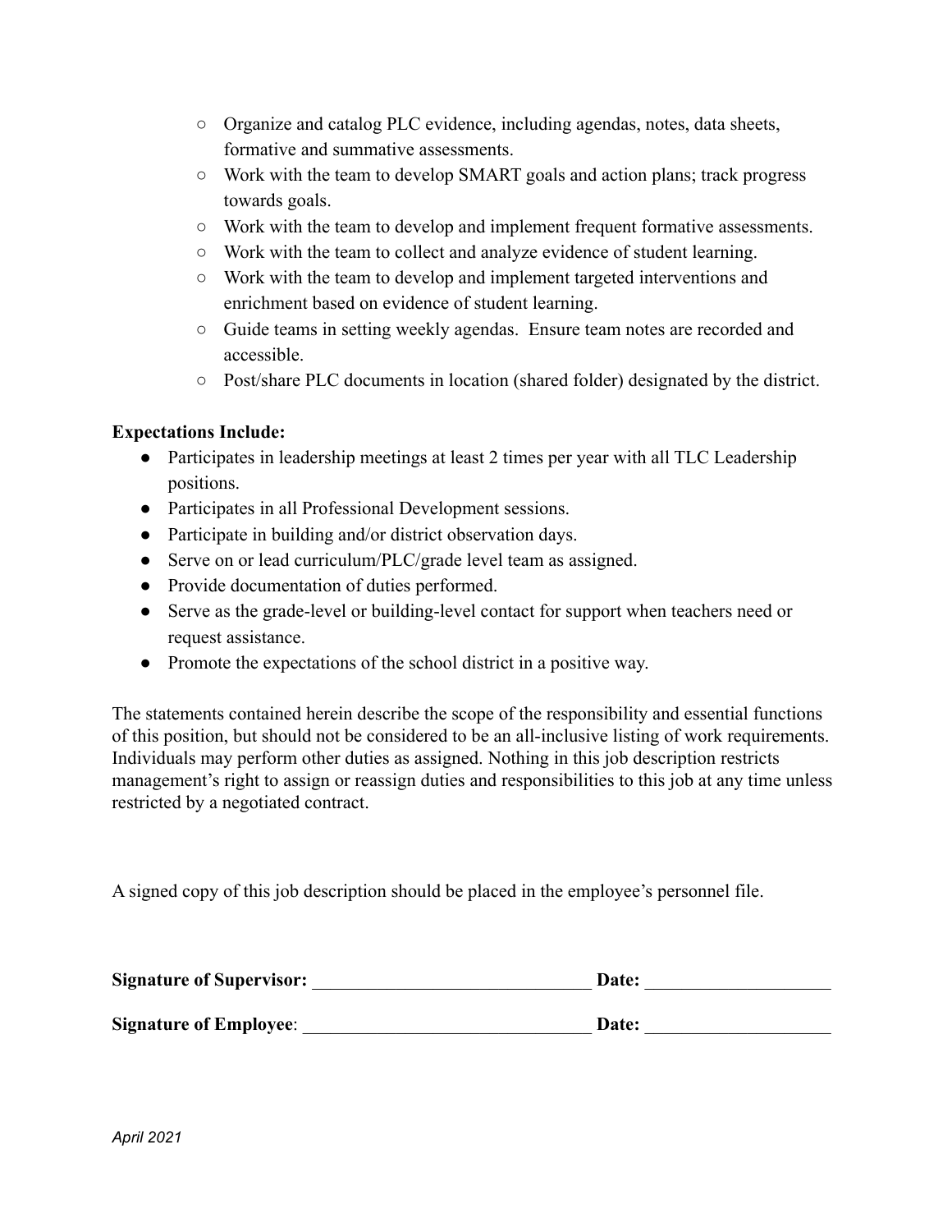- Organize and catalog PLC evidence, including agendas, notes, data sheets, formative and summative assessments.
- Work with the team to develop SMART goals and action plans; track progress towards goals.
- Work with the team to develop and implement frequent formative assessments.
- Work with the team to collect and analyze evidence of student learning.
- Work with the team to develop and implement targeted interventions and enrichment based on evidence of student learning.
- Guide teams in setting weekly agendas. Ensure team notes are recorded and accessible.
- Post/share PLC documents in location (shared folder) designated by the district.

**Expectations Include:**

- Participates in leadership meetings at least 2 times per year with all TLC Leadership positions.
- Participates in all Professional Development sessions.
- Participate in building and/or district observation days.
- Serve on or lead curriculum/PLC/grade level team as assigned.
- Provide documentation of duties performed.
- Serve as the grade-level or building-level contact for support when teachers need or request assistance.
- Promote the expectations of the school district in a positive way.

The statements contained herein describe the scope of the responsibility and essential functions of this position, but should not be considered to be an all-inclusive listing of work requirements. Individuals may perform other duties as assigned. Nothing in this job description restricts management's right to assign or reassign duties and responsibilities to this job at any time unless restricted by a negotiated contract.

A signed copy of this job description should be placed in the employee's personnel file.

**Signature of Supervisor:** ______________________________ **Date:** ____________________

**Signature of Employee**: ______________________________ **Date:** ____________________

*April 2021*